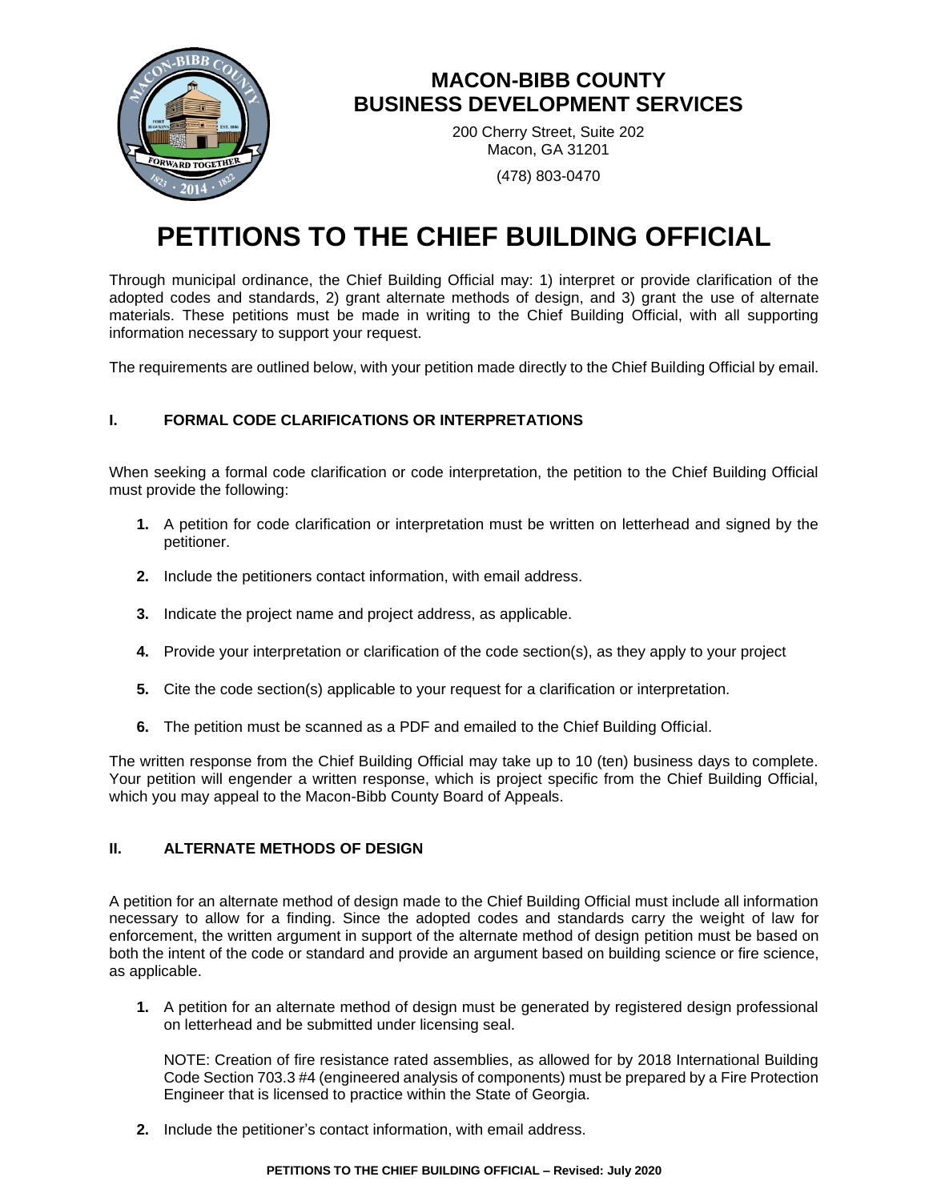# MACON-BIBB COUNTY
# BUSINESS DEVELOPMENT SERVICES

200 Cherry Street, Suite 202
Macon, GA 31201

(478) 803-0470

# PETITIONS TO THE CHIEF BUILDING OFFICIAL

Through municipal ordinance, the Chief Building Official may: 1) interpret or provide clarification of the adopted codes and standards, 2) grant alternate methods of design, and 3) grant the use of alternate materials. These petitions must be made in writing to the Chief Building Official, with all supporting information necessary to support your request.

The requirements are outlined below, with your petition made directly to the Chief Building Official by email.

## I. FORMAL CODE CLARIFICATIONS OR INTERPRETATIONS

When seeking a formal code clarification or code interpretation, the petition to the Chief Building Official must provide the following:

1. A petition for code clarification or interpretation must be written on letterhead and signed by the petitioner.
2. Include the petitioners contact information, with email address.
3. Indicate the project name and project address, as applicable.
4. Provide your interpretation or clarification of the code section(s), as they apply to your project
5. Cite the code section(s) applicable to your request for a clarification or interpretation.
6. The petition must be scanned as a PDF and emailed to the Chief Building Official.

The written response from the Chief Building Official may take up to 10 (ten) business days to complete. Your petition will engender a written response, which is project specific from the Chief Building Official, which you may appeal to the Macon-Bibb County Board of Appeals.

## II. ALTERNATE METHODS OF DESIGN

A petition for an alternate method of design made to the Chief Building Official must include all information necessary to allow for a finding. Since the adopted codes and standards carry the weight of law for enforcement, the written argument in support of the alternate method of design petition must be based on both the intent of the code or standard and provide an argument based on building science or fire science, as applicable.

1. A petition for an alternate method of design must be generated by registered design professional on letterhead and be submitted under licensing seal.

   NOTE: Creation of fire resistance rated assemblies, as allowed for by 2018 International Building Code Section 703.3 #4 (engineered analysis of components) must be prepared by a Fire Protection Engineer that is licensed to practice within the State of Georgia.

2. Include the petitioner's contact information, with email address.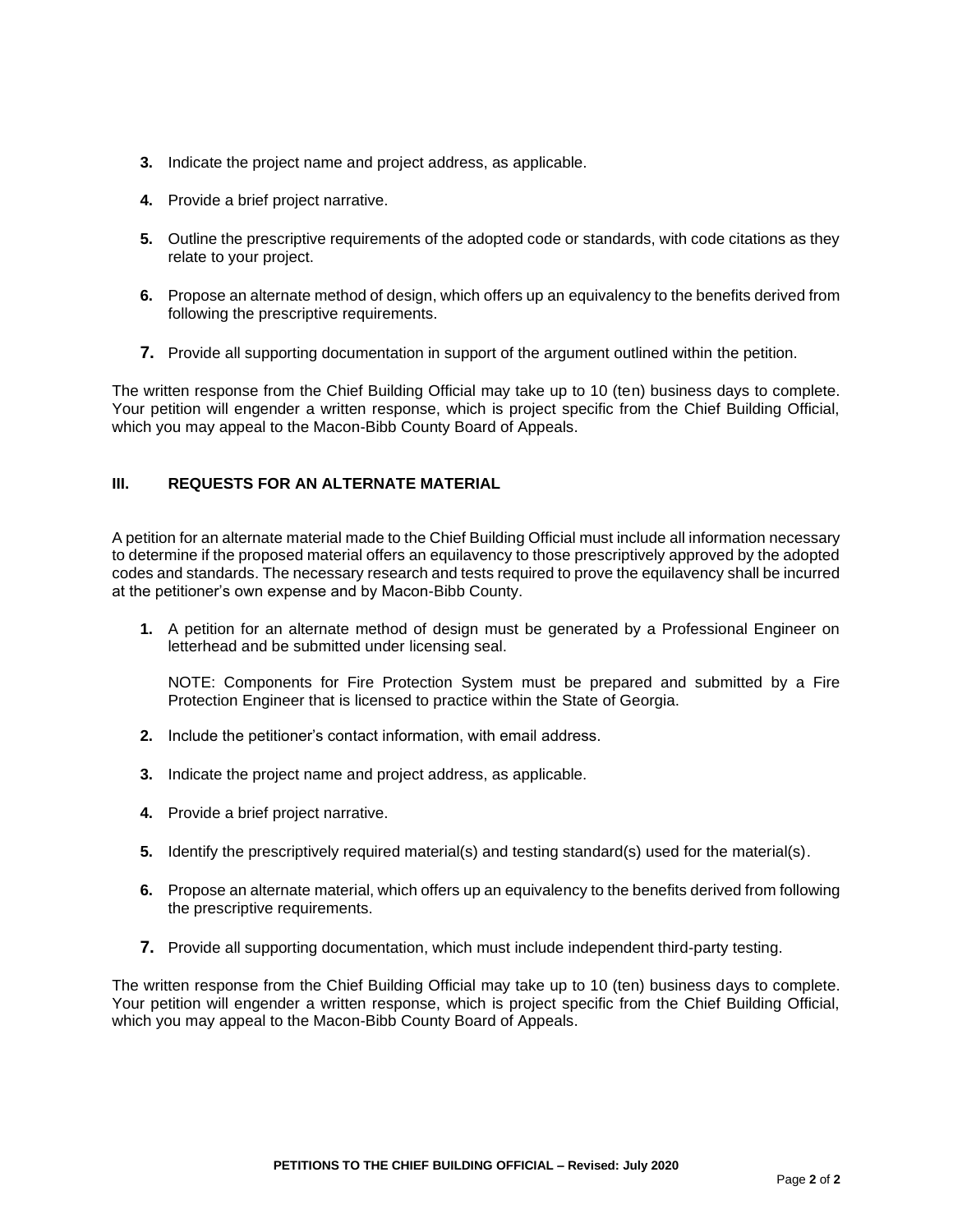3. Indicate the project name and project address, as applicable.

4. Provide a brief project narrative.

5. Outline the prescriptive requirements of the adopted code or standards, with code citations as they relate to your project.

6. Propose an alternate method of design, which offers up an equivalency to the benefits derived from following the prescriptive requirements.

7. Provide all supporting documentation in support of the argument outlined within the petition.

The written response from the Chief Building Official may take up to 10 (ten) business days to complete. Your petition will engender a written response, which is project specific from the Chief Building Official, which you may appeal to the Macon-Bibb County Board of Appeals.

## III. REQUESTS FOR AN ALTERNATE MATERIAL

A petition for an alternate material made to the Chief Building Official must include all information necessary to determine if the proposed material offers an equilavency to those prescriptively approved by the adopted codes and standards. The necessary research and tests required to prove the equilavency shall be incurred at the petitioner's own expense and by Macon-Bibb County.

1. A petition for an alternate method of design must be generated by a Professional Engineer on letterhead and be submitted under licensing seal.

   NOTE: Components for Fire Protection System must be prepared and submitted by a Fire Protection Engineer that is licensed to practice within the State of Georgia.

2. Include the petitioner's contact information, with email address.

3. Indicate the project name and project address, as applicable.

4. Provide a brief project narrative.

5. Identify the prescriptively required material(s) and testing standard(s) used for the material(s).

6. Propose an alternate material, which offers up an equivalency to the benefits derived from following the prescriptive requirements.

7. Provide all supporting documentation, which must include independent third-party testing.

The written response from the Chief Building Official may take up to 10 (ten) business days to complete. Your petition will engender a written response, which is project specific from the Chief Building Official, which you may appeal to the Macon-Bibb County Board of Appeals.